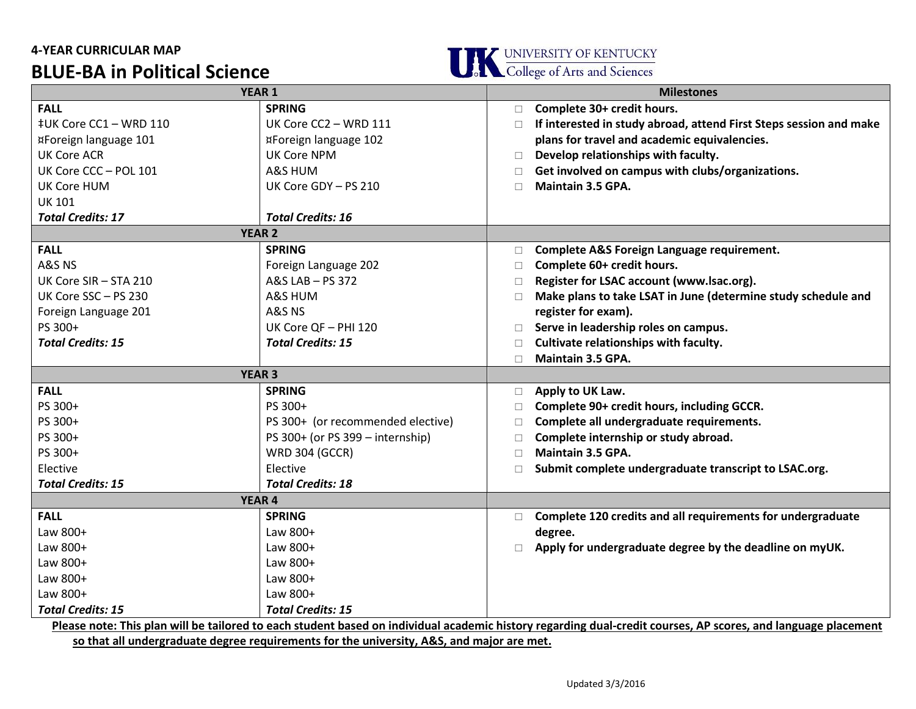**4-YEAR CURRICULAR MAP**

# BLUE-BA in Political Science

UNIVERSITY OF KENTUCKY
College of Arts and Sciences

| YEAR 1 | | Milestones |
|---|---|---|
| **FALL**<br>‡UK Core CC1 – WRD 110<br>¤Foreign language 101<br>UK Core ACR<br>UK Core CCC – POL 101<br>UK Core HUM<br>UK 101<br>***Total Credits: 17*** | **SPRING**<br>UK Core CC2 – WRD 111<br>¤Foreign language 102<br>UK Core NPM<br>A&S HUM<br>UK Core GDY – PS 210<br><br>***Total Credits: 16*** | □ **Complete 30+ credit hours.**<br>□ **If interested in study abroad, attend First Steps session and make plans for travel and academic equivalencies.**<br>□ **Develop relationships with faculty.**<br>□ **Get involved on campus with clubs/organizations.**<br>□ **Maintain 3.5 GPA.** |
| **YEAR 2** | | |
| **FALL**<br>A&S NS<br>UK Core SIR – STA 210<br>UK Core SSC – PS 230<br>Foreign Language 201<br>PS 300+<br>***Total Credits: 15*** | **SPRING**<br>Foreign Language 202<br>A&S LAB – PS 372<br>A&S HUM<br>A&S NS<br>UK Core QF – PHI 120<br>***Total Credits: 15*** | □ **Complete A&S Foreign Language requirement.**<br>□ **Complete 60+ credit hours.**<br>□ **Register for LSAC account (www.lsac.org).**<br>□ **Make plans to take LSAT in June (determine study schedule and register for exam).**<br>□ **Serve in leadership roles on campus.**<br>□ **Cultivate relationships with faculty.**<br>□ **Maintain 3.5 GPA.** |
| **YEAR 3** | | |
| **FALL**<br>PS 300+<br>PS 300+<br>PS 300+<br>PS 300+<br>Elective<br>***Total Credits: 15*** | **SPRING**<br>PS 300+<br>PS 300+ (or recommended elective)<br>PS 300+ (or PS 399 – internship)<br>WRD 304 (GCCR)<br>Elective<br>***Total Credits: 18*** | □ **Apply to UK Law.**<br>□ **Complete 90+ credit hours, including GCCR.**<br>□ **Complete all undergraduate requirements.**<br>□ **Complete internship or study abroad.**<br>□ **Maintain 3.5 GPA.**<br>□ **Submit complete undergraduate transcript to LSAC.org.** |
| **YEAR 4** | | |
| **FALL**<br>Law 800+<br>Law 800+<br>Law 800+<br>Law 800+<br>Law 800+<br>***Total Credits: 15*** | **SPRING**<br>Law 800+<br>Law 800+<br>Law 800+<br>Law 800+<br>Law 800+<br>***Total Credits: 15*** | □ **Complete 120 credits and all requirements for undergraduate degree.**<br>□ **Apply for undergraduate degree by the deadline on myUK.** |

**Please note: This plan will be tailored to each student based on individual academic history regarding dual-credit courses, AP scores, and language placement so that all undergraduate degree requirements for the university, A&S, and major are met.**

Updated 3/3/2016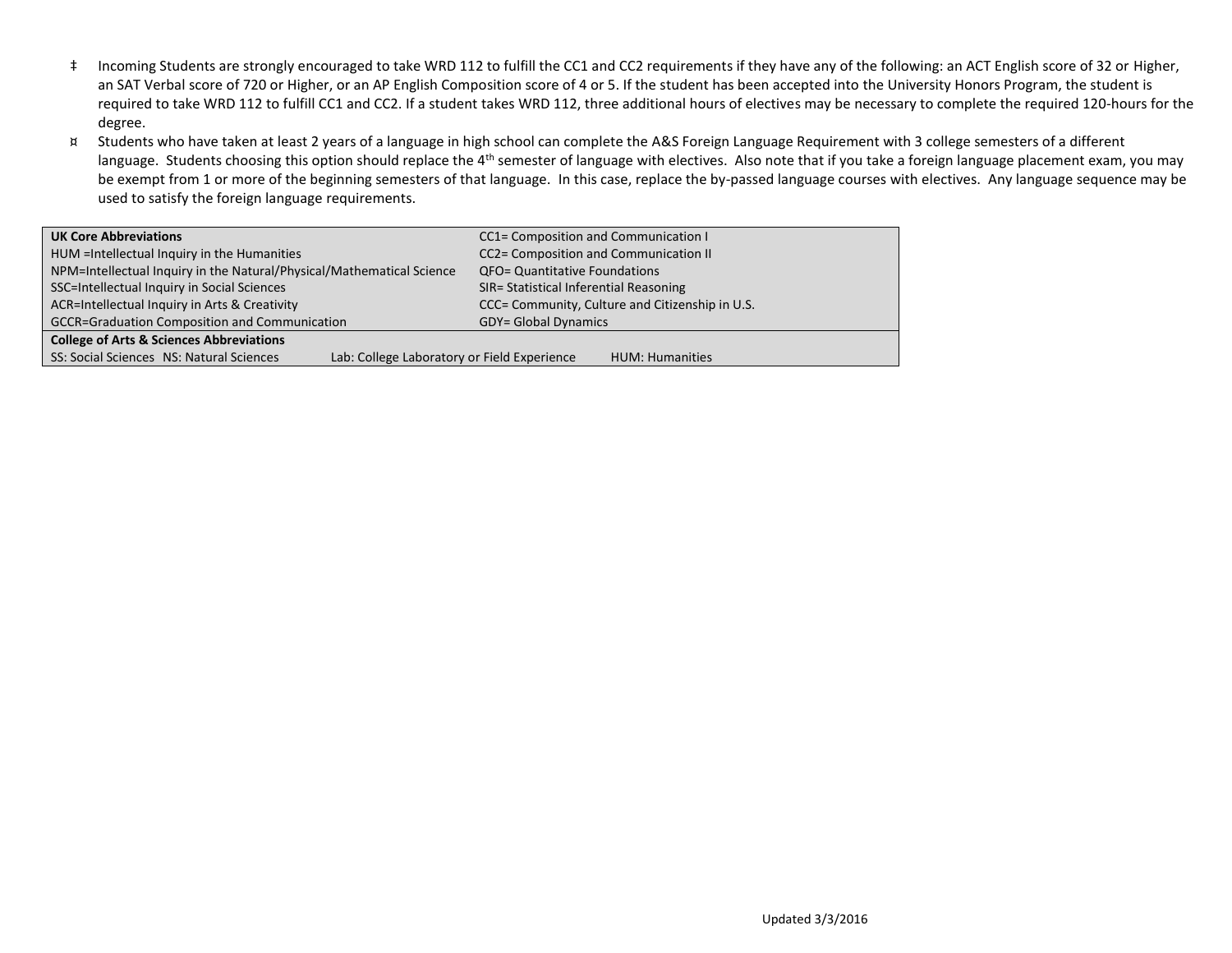- ‡ Incoming Students are strongly encouraged to take WRD 112 to fulfill the CC1 and CC2 requirements if they have any of the following: an ACT English score of 32 or Higher, an SAT Verbal score of 720 or Higher, or an AP English Composition score of 4 or 5. If the student has been accepted into the University Honors Program, the student is required to take WRD 112 to fulfill CC1 and CC2. If a student takes WRD 112, three additional hours of electives may be necessary to complete the required 120-hours for the degree.
- ¤ Students who have taken at least 2 years of a language in high school can complete the A&S Foreign Language Requirement with 3 college semesters of a different language. Students choosing this option should replace the 4th semester of language with electives. Also note that if you take a foreign language placement exam, you may be exempt from 1 or more of the beginning semesters of that language. In this case, replace the by-passed language courses with electives. Any language sequence may be used to satisfy the foreign language requirements.

| | |
|---|---|
| **UK Core Abbreviations** | CC1= Composition and Communication I |
| HUM =Intellectual Inquiry in the Humanities | CC2= Composition and Communication II |
| NPM=Intellectual Inquiry in the Natural/Physical/Mathematical Science | QFO= Quantitative Foundations |
| SSC=Intellectual Inquiry in Social Sciences | SIR= Statistical Inferential Reasoning |
| ACR=Intellectual Inquiry in Arts & Creativity | CCC= Community, Culture and Citizenship in U.S. |
| GCCR=Graduation Composition and Communication | GDY= Global Dynamics |
| **College of Arts & Sciences Abbreviations** | |
| SS: Social Sciences NS: Natural Sciences | Lab: College Laboratory or Field Experience HUM: Humanities |

Updated 3/3/2016